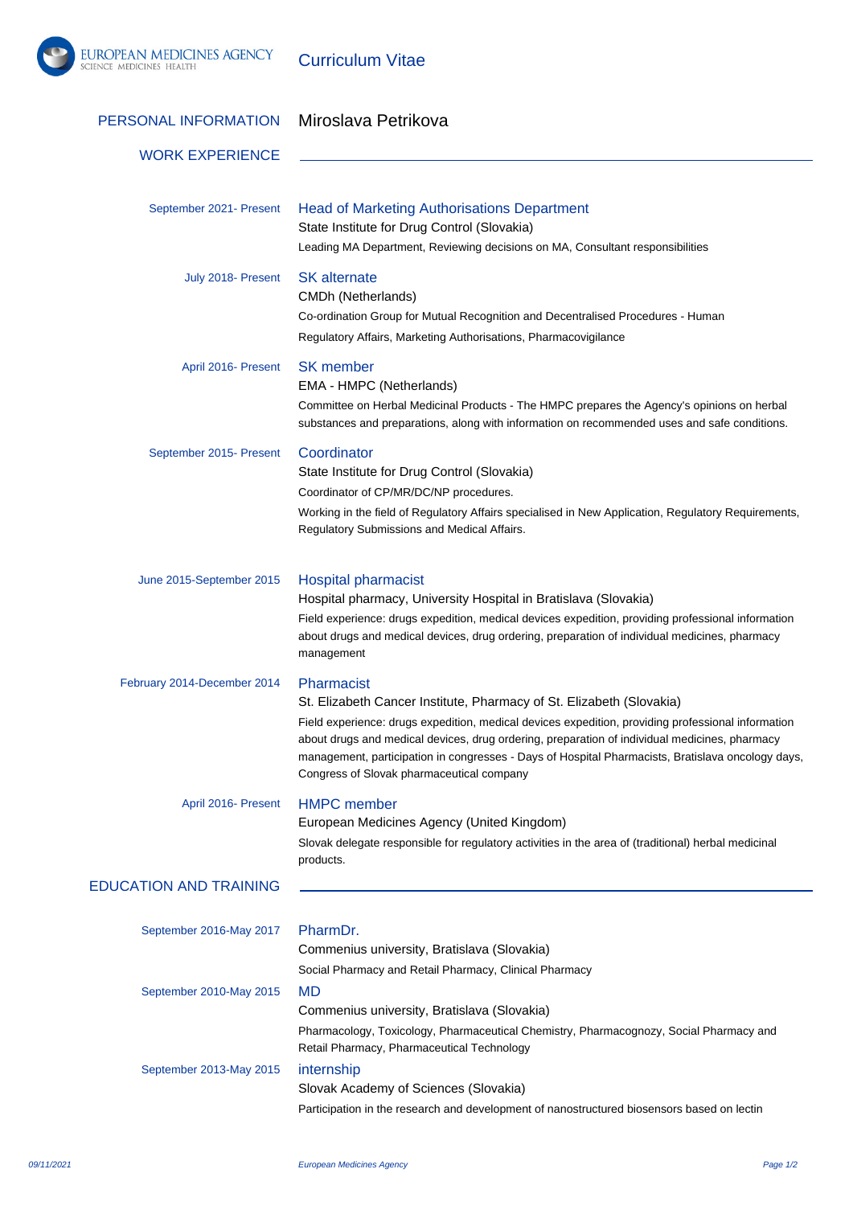# Curriculum Vitae

## PERSONAL INFORMATION

Miroslava Petrikova

## WORK EXPERIENCE

**September 2021- Present**

### Head of Marketing Authorisations Department

State Institute for Drug Control (Slovakia)

Leading MA Department, Reviewing decisions on MA, Consultant responsibilities

**July 2018- Present**

### SK alternate

CMDh (Netherlands)

Co-ordination Group for Mutual Recognition and Decentralised Procedures - Human

Regulatory Affairs, Marketing Authorisations, Pharmacovigilance

**April 2016- Present**

### SK member

EMA - HMPC (Netherlands)

Committee on Herbal Medicinal Products - The HMPC prepares the Agency's opinions on herbal substances and preparations, along with information on recommended uses and safe conditions.

**September 2015- Present**

### Coordinator

State Institute for Drug Control (Slovakia)

Coordinator of CP/MR/DC/NP procedures.

Working in the field of Regulatory Affairs specialised in New Application, Regulatory Requirements, Regulatory Submissions and Medical Affairs.

**June 2015-September 2015**

### Hospital pharmacist

Hospital pharmacy, University Hospital in Bratislava (Slovakia)

Field experience: drugs expedition, medical devices expedition, providing professional information about drugs and medical devices, drug ordering, preparation of individual medicines, pharmacy management

**February 2014-December 2014**

### Pharmacist

St. Elizabeth Cancer Institute, Pharmacy of St. Elizabeth (Slovakia)

Field experience: drugs expedition, medical devices expedition, providing professional information about drugs and medical devices, drug ordering, preparation of individual medicines, pharmacy management, participation in congresses - Days of Hospital Pharmacists, Bratislava oncology days, Congress of Slovak pharmaceutical company

**April 2016- Present**

### HMPC member

European Medicines Agency (United Kingdom)

Slovak delegate responsible for regulatory activities in the area of (traditional) herbal medicinal products.

## EDUCATION AND TRAINING

**September 2016-May 2017**

### PharmDr.

Commenius university, Bratislava (Slovakia)

Social Pharmacy and Retail Pharmacy, Clinical Pharmacy

**September 2010-May 2015**

### MD

Commenius university, Bratislava (Slovakia)

Pharmacology, Toxicology, Pharmaceutical Chemistry, Pharmacognozy, Social Pharmacy and Retail Pharmacy, Pharmaceutical Technology

**September 2013-May 2015**

### internship

Slovak Academy of Sciences (Slovakia)

Participation in the research and development of nanostructured biosensors based on lectin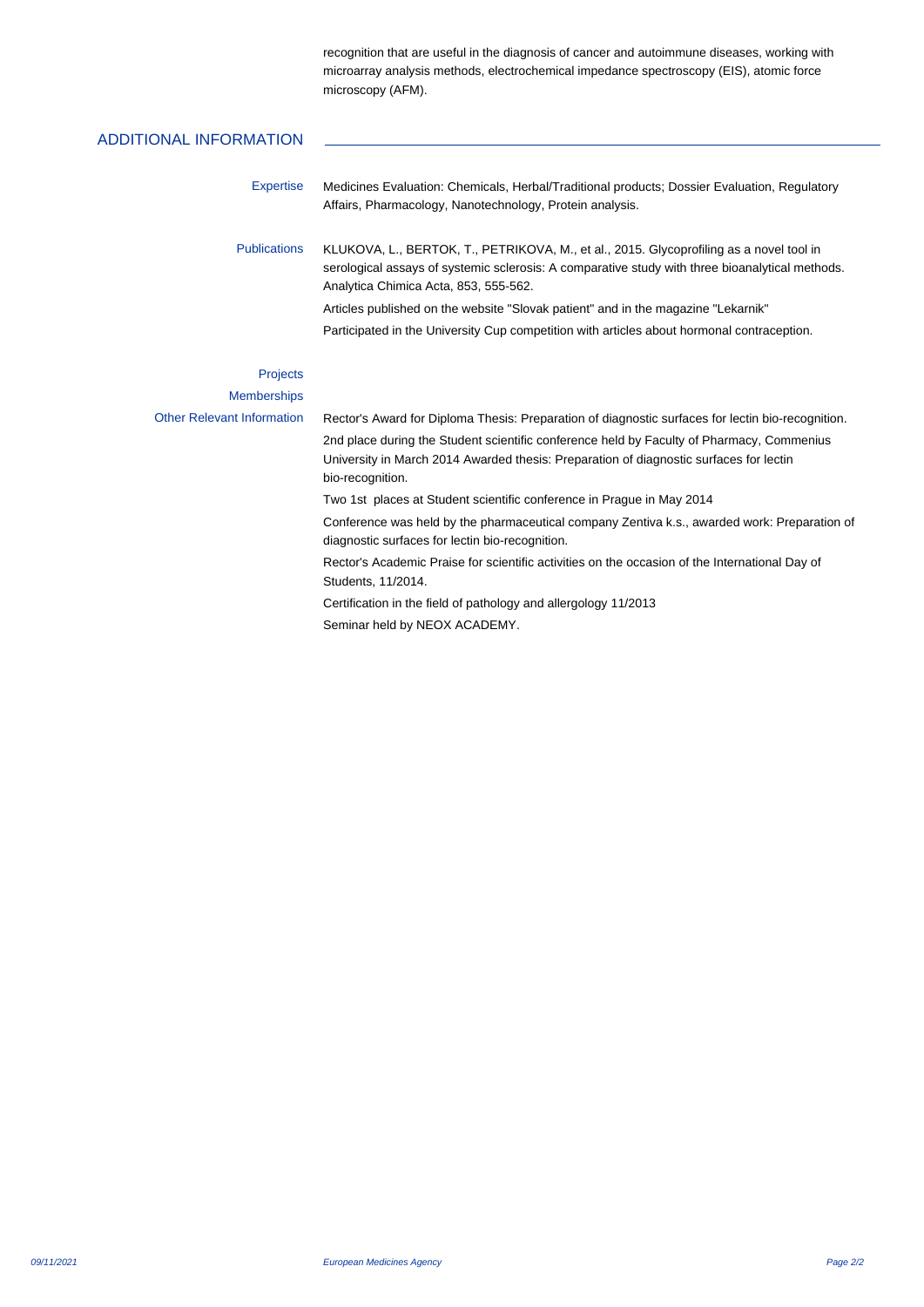recognition that are useful in the diagnosis of cancer and autoimmune diseases, working with microarray analysis methods, electrochemical impedance spectroscopy (EIS), atomic force microscopy (AFM).

## ADDITIONAL INFORMATION

**Expertise**

Medicines Evaluation: Chemicals, Herbal/Traditional products; Dossier Evaluation, Regulatory Affairs, Pharmacology, Nanotechnology, Protein analysis.

**Publications**

KLUKOVA, L., BERTOK, T., PETRIKOVA, M., et al., 2015. Glycoprofiling as a novel tool in serological assays of systemic sclerosis: A comparative study with three bioanalytical methods. Analytica Chimica Acta, 853, 555-562.

Articles published on the website "Slovak patient" and in the magazine "Lekarnik"

Participated in the University Cup competition with articles about hormonal contraception.

**Projects**

**Memberships**

**Other Relevant Information**

Rector's Award for Diploma Thesis: Preparation of diagnostic surfaces for lectin bio-recognition.

2nd place during the Student scientific conference held by Faculty of Pharmacy, Commenius University in March 2014 Awarded thesis: Preparation of diagnostic surfaces for lectin bio-recognition.

Two 1st places at Student scientific conference in Prague in May 2014

Conference was held by the pharmaceutical company Zentiva k.s., awarded work: Preparation of diagnostic surfaces for lectin bio-recognition.

Rector's Academic Praise for scientific activities on the occasion of the International Day of Students, 11/2014.

Certification in the field of pathology and allergology 11/2013

Seminar held by NEOX ACADEMY.